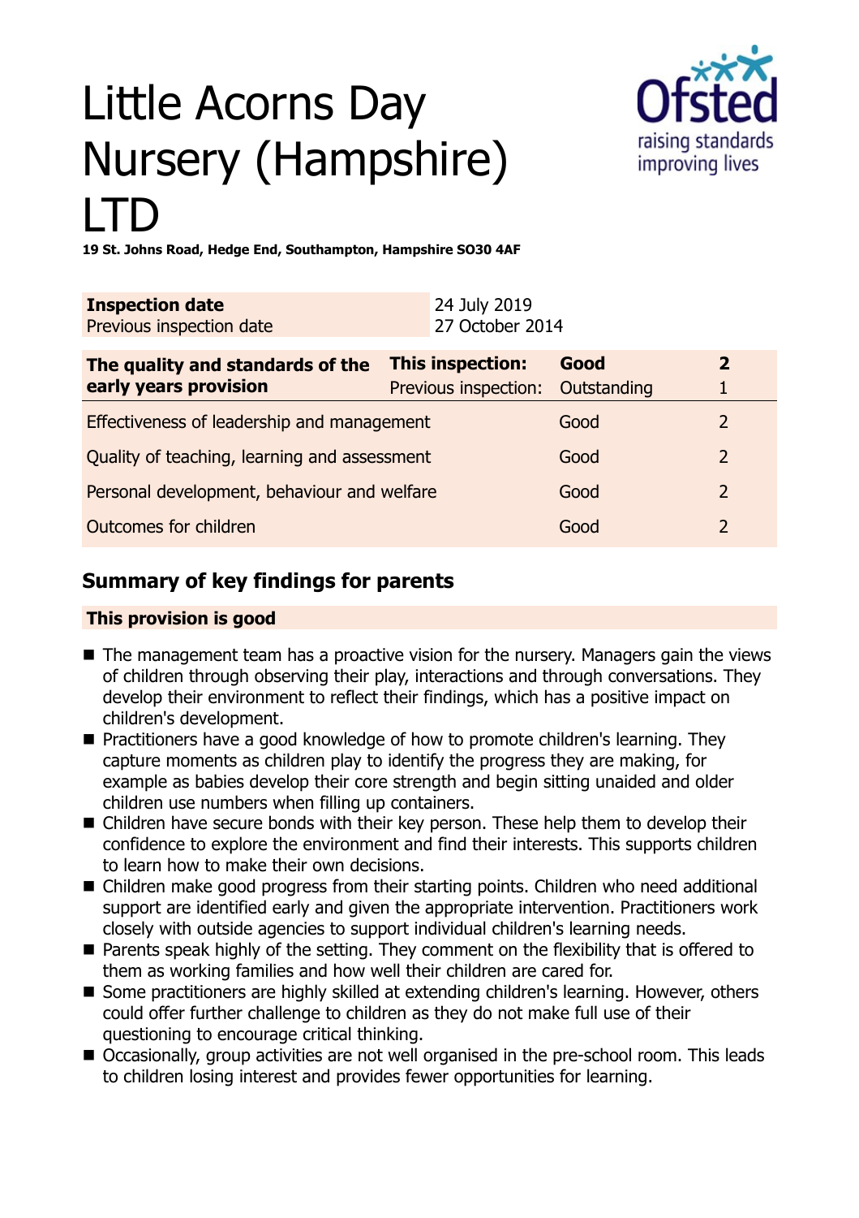# Little Acorns Day Nursery (Hampshire) LTD

**19 St. Johns Road, Hedge End, Southampton, Hampshire SO30 4AF**

| **Inspection date** | 24 July 2019 |
|---|---|
| Previous inspection date | 27 October 2014 |

| **The quality and standards of the early years provision** | **This inspection:** | **Good** | **2** |
|---|---|---|---|
| | Previous inspection: | Outstanding | 1 |
| Effectiveness of leadership and management | | Good | 2 |
| Quality of teaching, learning and assessment | | Good | 2 |
| Personal development, behaviour and welfare | | Good | 2 |
| Outcomes for children | | Good | 2 |

## Summary of key findings for parents

**This provision is good**

- The management team has a proactive vision for the nursery. Managers gain the views of children through observing their play, interactions and through conversations. They develop their environment to reflect their findings, which has a positive impact on children's development.
- Practitioners have a good knowledge of how to promote children's learning. They capture moments as children play to identify the progress they are making, for example as babies develop their core strength and begin sitting unaided and older children use numbers when filling up containers.
- Children have secure bonds with their key person. These help them to develop their confidence to explore the environment and find their interests. This supports children to learn how to make their own decisions.
- Children make good progress from their starting points. Children who need additional support are identified early and given the appropriate intervention. Practitioners work closely with outside agencies to support individual children's learning needs.
- Parents speak highly of the setting. They comment on the flexibility that is offered to them as working families and how well their children are cared for.
- Some practitioners are highly skilled at extending children's learning. However, others could offer further challenge to children as they do not make full use of their questioning to encourage critical thinking.
- Occasionally, group activities are not well organised in the pre-school room. This leads to children losing interest and provides fewer opportunities for learning.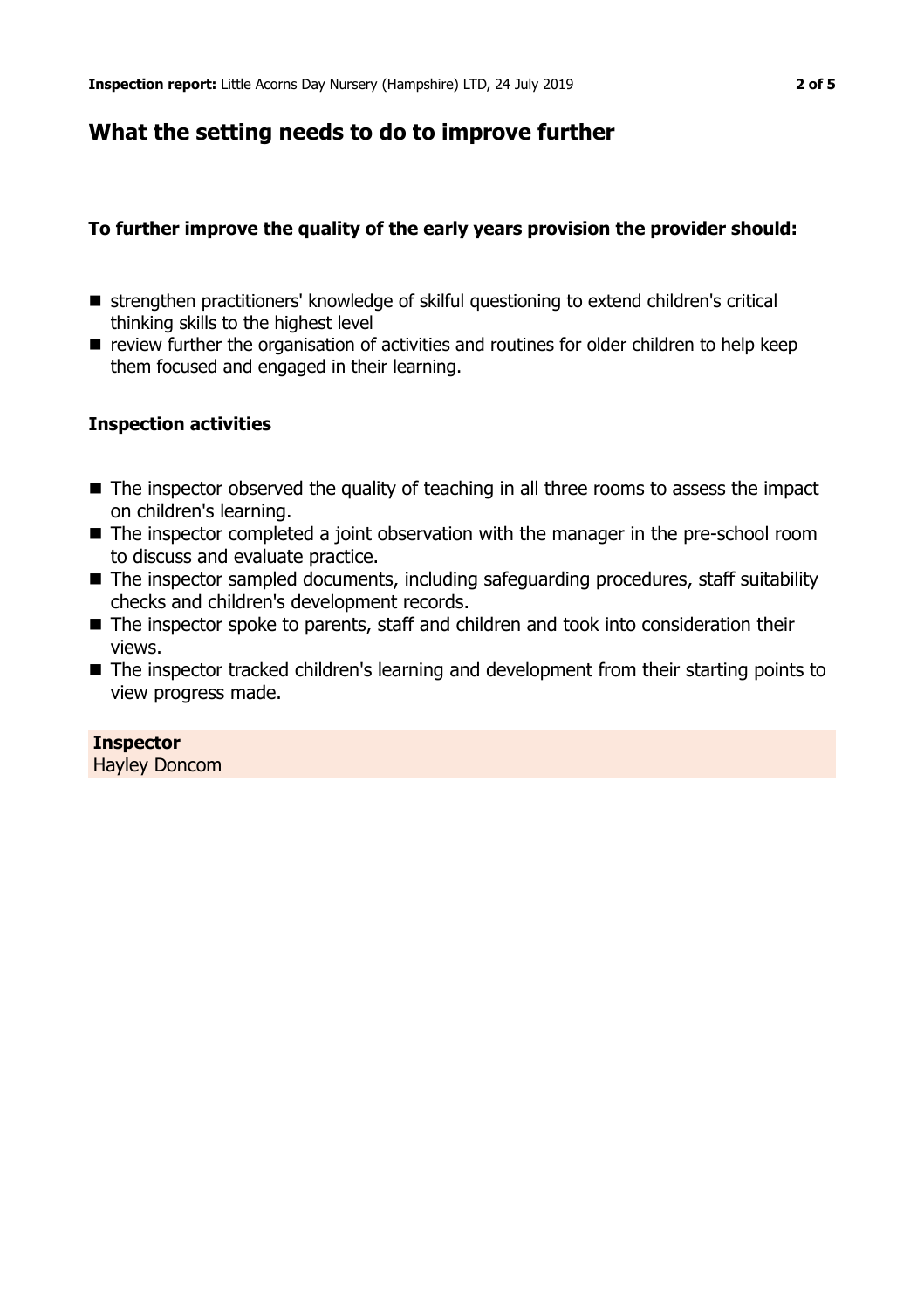## What the setting needs to do to improve further

**To further improve the quality of the early years provision the provider should:**

- strengthen practitioners' knowledge of skilful questioning to extend children's critical thinking skills to the highest level
- review further the organisation of activities and routines for older children to help keep them focused and engaged in their learning.

### Inspection activities

- The inspector observed the quality of teaching in all three rooms to assess the impact on children's learning.
- The inspector completed a joint observation with the manager in the pre-school room to discuss and evaluate practice.
- The inspector sampled documents, including safeguarding procedures, staff suitability checks and children's development records.
- The inspector spoke to parents, staff and children and took into consideration their views.
- The inspector tracked children's learning and development from their starting points to view progress made.

**Inspector**
Hayley Doncom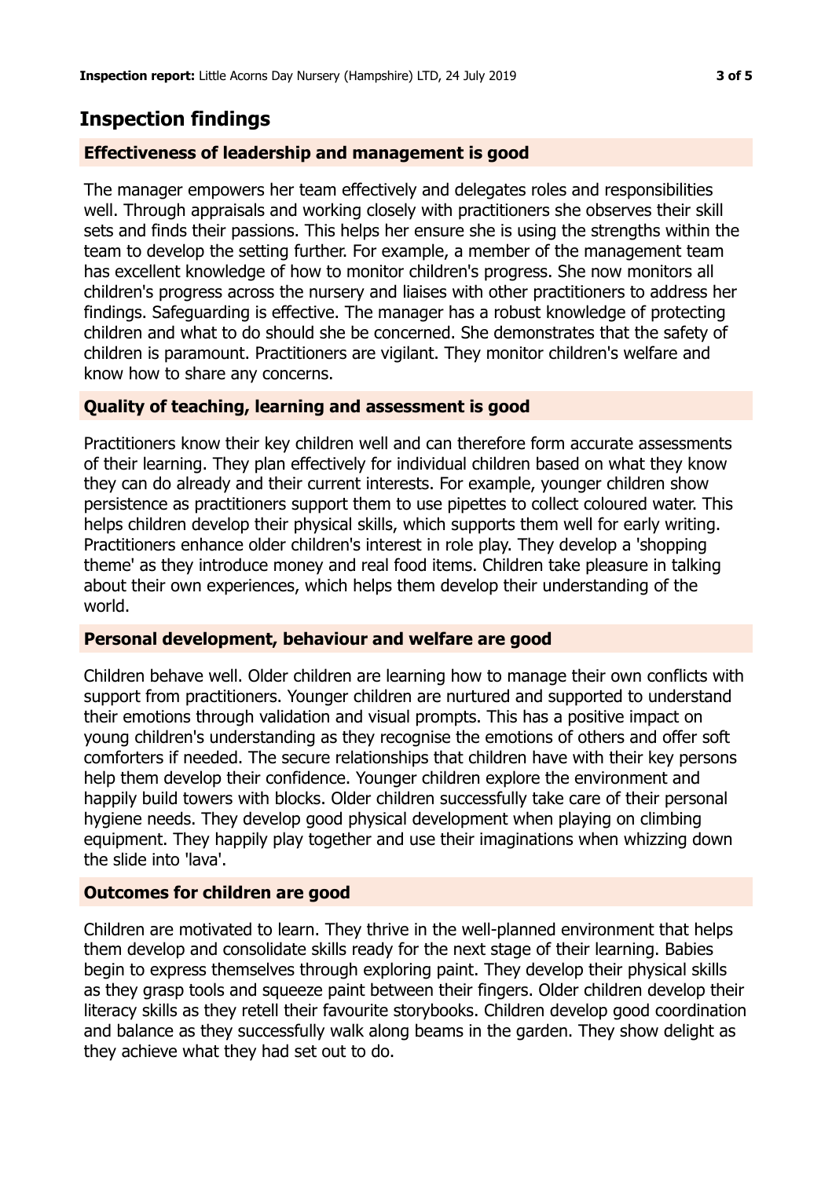## Inspection findings

### Effectiveness of leadership and management is good

The manager empowers her team effectively and delegates roles and responsibilities well. Through appraisals and working closely with practitioners she observes their skill sets and finds their passions. This helps her ensure she is using the strengths within the team to develop the setting further. For example, a member of the management team has excellent knowledge of how to monitor children's progress. She now monitors all children's progress across the nursery and liaises with other practitioners to address her findings. Safeguarding is effective. The manager has a robust knowledge of protecting children and what to do should she be concerned. She demonstrates that the safety of children is paramount. Practitioners are vigilant. They monitor children's welfare and know how to share any concerns.

### Quality of teaching, learning and assessment is good

Practitioners know their key children well and can therefore form accurate assessments of their learning. They plan effectively for individual children based on what they know they can do already and their current interests. For example, younger children show persistence as practitioners support them to use pipettes to collect coloured water. This helps children develop their physical skills, which supports them well for early writing. Practitioners enhance older children's interest in role play. They develop a 'shopping theme' as they introduce money and real food items. Children take pleasure in talking about their own experiences, which helps them develop their understanding of the world.

### Personal development, behaviour and welfare are good

Children behave well. Older children are learning how to manage their own conflicts with support from practitioners. Younger children are nurtured and supported to understand their emotions through validation and visual prompts. This has a positive impact on young children's understanding as they recognise the emotions of others and offer soft comforters if needed. The secure relationships that children have with their key persons help them develop their confidence. Younger children explore the environment and happily build towers with blocks. Older children successfully take care of their personal hygiene needs. They develop good physical development when playing on climbing equipment. They happily play together and use their imaginations when whizzing down the slide into 'lava'.

### Outcomes for children are good

Children are motivated to learn. They thrive in the well-planned environment that helps them develop and consolidate skills ready for the next stage of their learning. Babies begin to express themselves through exploring paint. They develop their physical skills as they grasp tools and squeeze paint between their fingers. Older children develop their literacy skills as they retell their favourite storybooks. Children develop good coordination and balance as they successfully walk along beams in the garden. They show delight as they achieve what they had set out to do.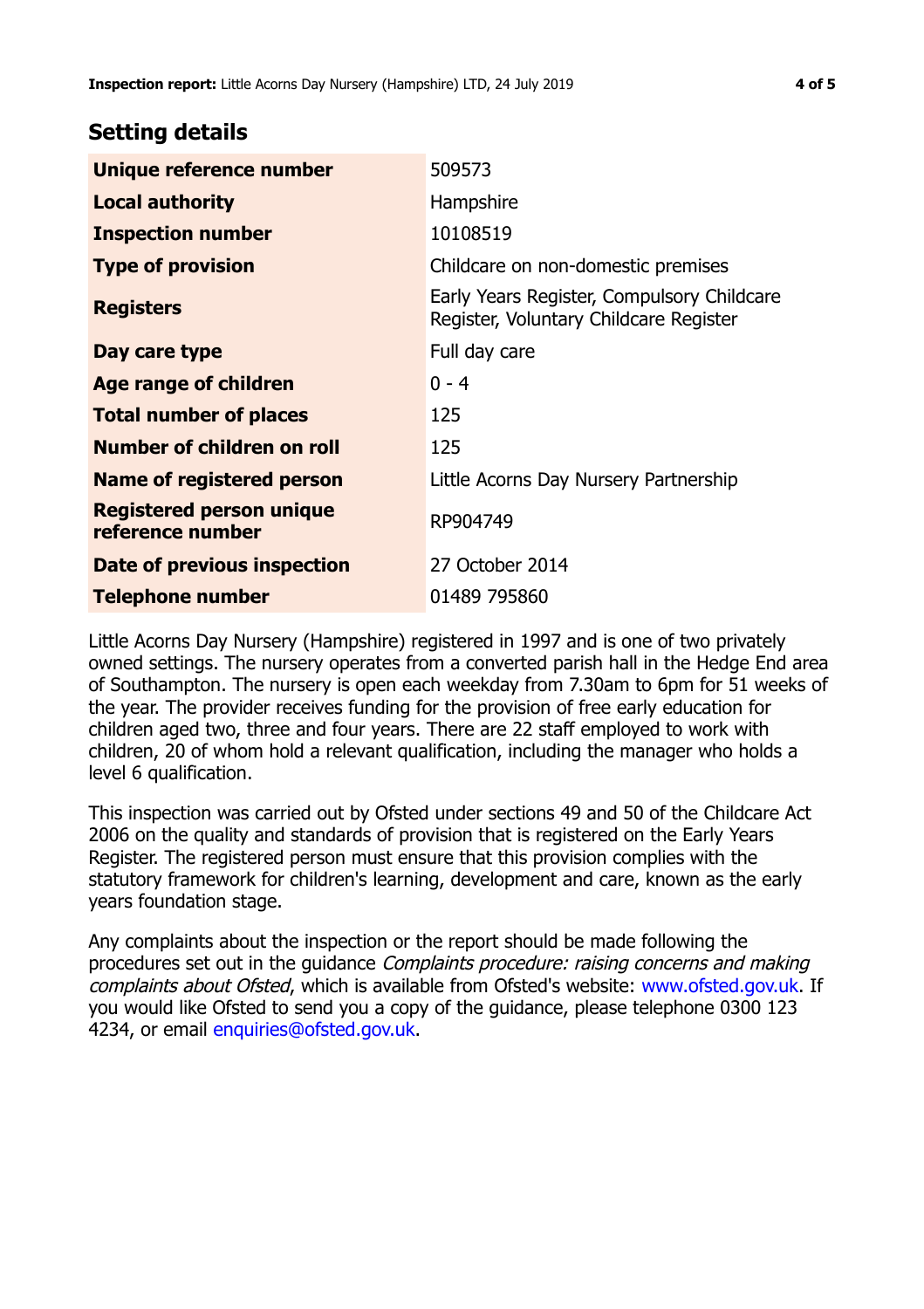## Setting details

| | |
|---|---|
| **Unique reference number** | 509573 |
| **Local authority** | Hampshire |
| **Inspection number** | 10108519 |
| **Type of provision** | Childcare on non-domestic premises |
| **Registers** | Early Years Register, Compulsory Childcare Register, Voluntary Childcare Register |
| **Day care type** | Full day care |
| **Age range of children** | 0 - 4 |
| **Total number of places** | 125 |
| **Number of children on roll** | 125 |
| **Name of registered person** | Little Acorns Day Nursery Partnership |
| **Registered person unique reference number** | RP904749 |
| **Date of previous inspection** | 27 October 2014 |
| **Telephone number** | 01489 795860 |

Little Acorns Day Nursery (Hampshire) registered in 1997 and is one of two privately owned settings. The nursery operates from a converted parish hall in the Hedge End area of Southampton. The nursery is open each weekday from 7.30am to 6pm for 51 weeks of the year. The provider receives funding for the provision of free early education for children aged two, three and four years. There are 22 staff employed to work with children, 20 of whom hold a relevant qualification, including the manager who holds a level 6 qualification.

This inspection was carried out by Ofsted under sections 49 and 50 of the Childcare Act 2006 on the quality and standards of provision that is registered on the Early Years Register. The registered person must ensure that this provision complies with the statutory framework for children's learning, development and care, known as the early years foundation stage.

Any complaints about the inspection or the report should be made following the procedures set out in the guidance *Complaints procedure: raising concerns and making complaints about Ofsted*, which is available from Ofsted's website: www.ofsted.gov.uk. If you would like Ofsted to send you a copy of the guidance, please telephone 0300 123 4234, or email enquiries@ofsted.gov.uk.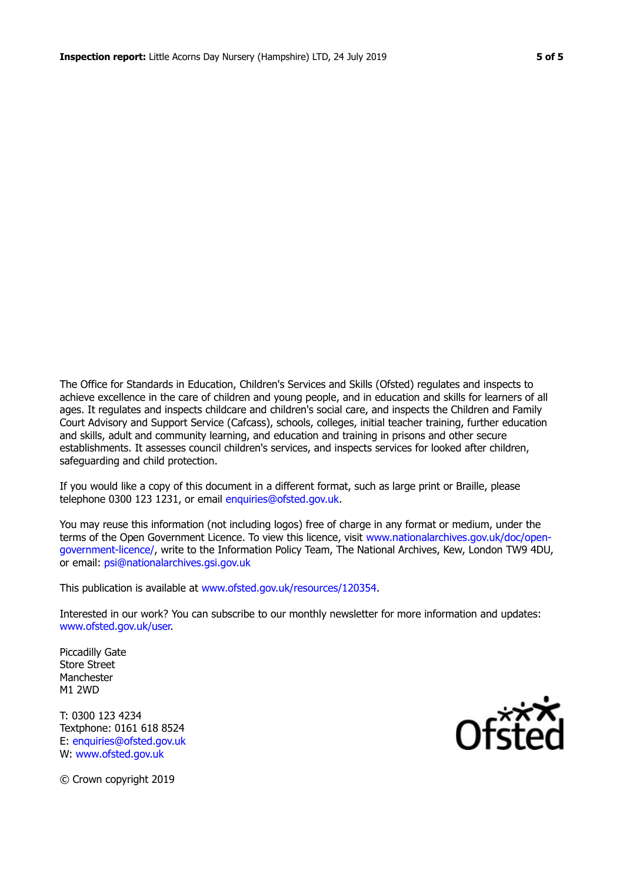The Office for Standards in Education, Children's Services and Skills (Ofsted) regulates and inspects to achieve excellence in the care of children and young people, and in education and skills for learners of all ages. It regulates and inspects childcare and children's social care, and inspects the Children and Family Court Advisory and Support Service (Cafcass), schools, colleges, initial teacher training, further education and skills, adult and community learning, and education and training in prisons and other secure establishments. It assesses council children's services, and inspects services for looked after children, safeguarding and child protection.

If you would like a copy of this document in a different format, such as large print or Braille, please telephone 0300 123 1231, or email enquiries@ofsted.gov.uk.

You may reuse this information (not including logos) free of charge in any format or medium, under the terms of the Open Government Licence. To view this licence, visit www.nationalarchives.gov.uk/doc/open-government-licence/, write to the Information Policy Team, The National Archives, Kew, London TW9 4DU, or email: psi@nationalarchives.gsi.gov.uk

This publication is available at www.ofsted.gov.uk/resources/120354.

Interested in our work? You can subscribe to our monthly newsletter for more information and updates: www.ofsted.gov.uk/user.

Piccadilly Gate
Store Street
Manchester
M1 2WD

T: 0300 123 4234
Textphone: 0161 618 8524
E: enquiries@ofsted.gov.uk
W: www.ofsted.gov.uk

Ofsted

© Crown copyright 2019